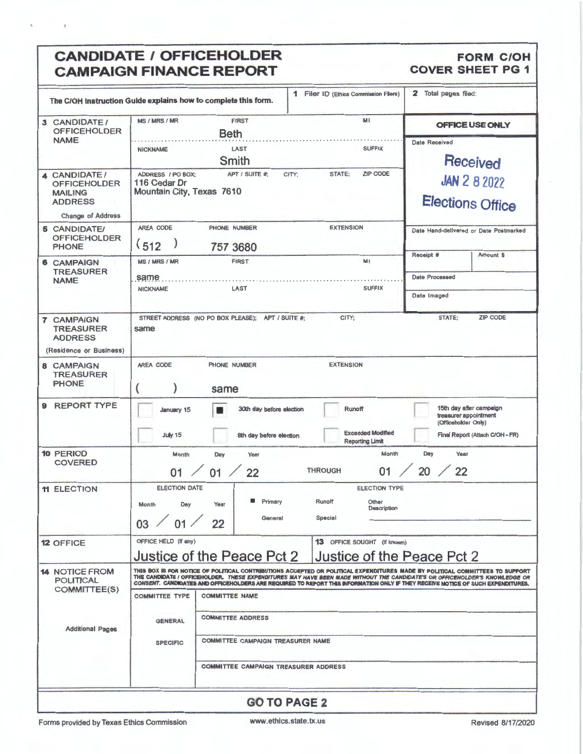# CANDIDATE / OFFICEHOLDER CAMPAIGN FINANCE REPORT

**FORM C/OH**
**COVER SHEET PG 1**

The C/OH Instruction Guide explains how to complete this form.

| | | |
|---|---|---|
| **1** Filer ID (Ethics Commission Filers) | | **2** Total pages filed: |

| Field | Details |
|---|---|
| **3 CANDIDATE / OFFICEHOLDER NAME** | MS / MRS / MR: — FIRST: Beth — MI: — NICKNAME: — LAST: Smith — SUFFIX: |
| **4 CANDIDATE / OFFICEHOLDER MAILING ADDRESS** (Change of Address) | ADDRESS / PO BOX: 116 Cedar Dr — APT / SUITE #: — CITY: Mountain City — STATE: Texas — ZIP CODE: 7610 |
| **5 CANDIDATE/ OFFICEHOLDER PHONE** | AREA CODE: (512) — PHONE NUMBER: 757 3680 — EXTENSION: |
| **6 CAMPAIGN TREASURER NAME** | MS / MRS / MR: — FIRST: same — MI: — NICKNAME: — LAST: — SUFFIX: |
| **7 CAMPAIGN TREASURER ADDRESS** (Residence or Business) | STREET ADDRESS (NO PO BOX PLEASE); APT / SUITE #: same — CITY: — STATE: — ZIP CODE: |
| **8 CAMPAIGN TREASURER PHONE** | AREA CODE: ( ) — PHONE NUMBER: same — EXTENSION: |

**OFFICE USE ONLY**

Date Received: Received JAN 28 2022 Elections Office

Date Hand-delivered or Date Postmarked:

Receipt #: — Amount $:

Date Processed:

Date Imaged:

**9 REPORT TYPE**

- [ ] January 15
- [x] 30th day before election
- [ ] Runoff
- [ ] 15th day after campaign treasurer appointment (Officeholder Only)
- [ ] July 15
- [ ] 8th day before election
- [ ] Exceeded Modified Reporting Limit
- [ ] Final Report (Attach C/OH - FR)

**10 PERIOD COVERED**

Month/Day/Year: 01 / 01 / 22 THROUGH 01 / 20 / 22

**11 ELECTION**

ELECTION DATE: 03 / 01 / 22

ELECTION TYPE:
- [x] Primary
- [ ] Runoff
- [ ] Other Description
- [ ] General
- [ ] Special

**12 OFFICE**

OFFICE HELD (if any): Justice of the Peace Pct 2

**13** OFFICE SOUGHT (if known): Justice of the Peace Pct 2

**14 NOTICE FROM POLITICAL COMMITTEE(S)**

THIS BOX IS FOR NOTICE OF POLITICAL CONTRIBUTIONS ACCEPTED OR POLITICAL EXPENDITURES MADE BY POLITICAL COMMITTEES TO SUPPORT THE CANDIDATE / OFFICEHOLDER. *THESE EXPENDITURES MAY HAVE BEEN MADE WITHOUT THE CANDIDATE'S OR OFFICEHOLDER'S KNOWLEDGE OR CONSENT.* CANDIDATES AND OFFICEHOLDERS ARE REQUIRED TO REPORT THIS INFORMATION ONLY IF THEY RECEIVE NOTICE OF SUCH EXPENDITURES.

Additional Pages

| COMMITTEE TYPE | |
|---|---|
| | COMMITTEE NAME |
| GENERAL | COMMITTEE ADDRESS |
| SPECIFIC | COMMITTEE CAMPAIGN TREASURER NAME |
| | COMMITTEE CAMPAIGN TREASURER ADDRESS |

**GO TO PAGE 2**

Forms provided by Texas Ethics Commission — www.ethics.state.tx.us — Revised 8/17/2020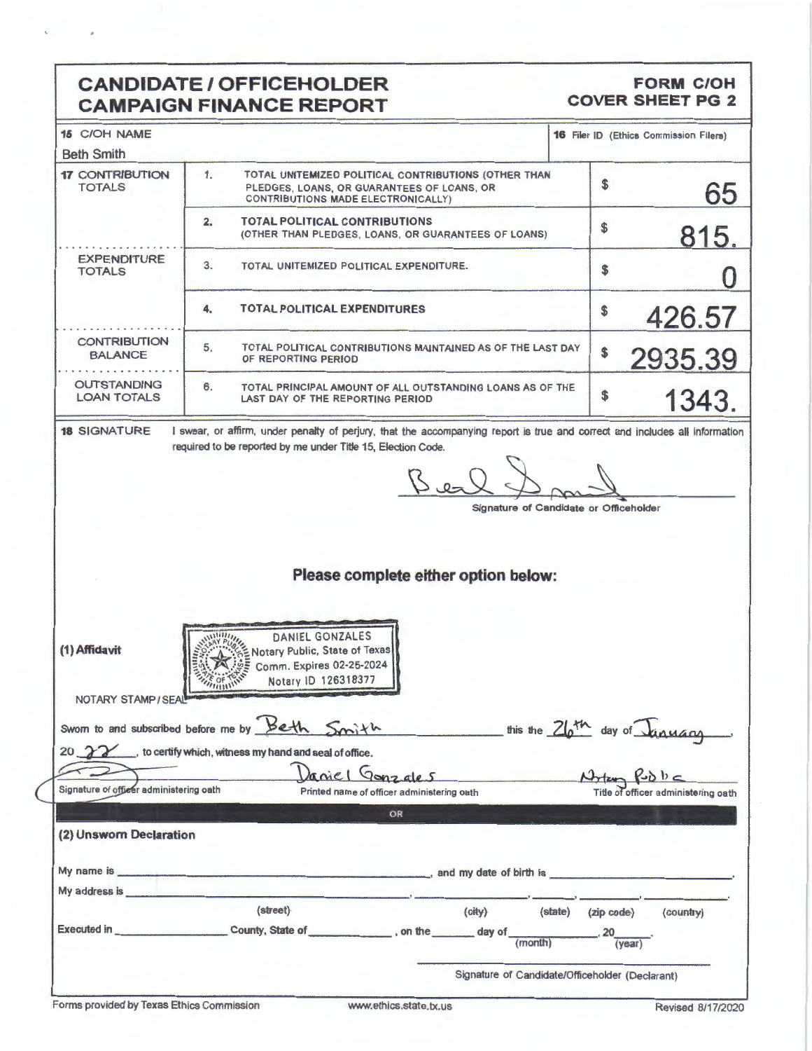# CANDIDATE / OFFICEHOLDER CAMPAIGN FINANCE REPORT

**FORM C/OH COVER SHEET PG 2**

| **15** C/OH NAME | **16** Filer ID (Ethics Commission Filers) |
|---|---|
| Beth Smith | |

| | | | |
|---|---|---|---|
| **17** CONTRIBUTION TOTALS | 1. | TOTAL UNITEMIZED POLITICAL CONTRIBUTIONS (OTHER THAN PLEDGES, LOANS, OR GUARANTEES OF LOANS, OR CONTRIBUTIONS MADE ELECTRONICALLY) | $ 65 |
| | 2. | **TOTAL POLITICAL CONTRIBUTIONS** (OTHER THAN PLEDGES, LOANS, OR GUARANTEES OF LOANS) | $ 815. |
| EXPENDITURE TOTALS | 3. | TOTAL UNITEMIZED POLITICAL EXPENDITURE. | $ 0 |
| | 4. | **TOTAL POLITICAL EXPENDITURES** | $ 426.57 |
| CONTRIBUTION BALANCE | 5. | TOTAL POLITICAL CONTRIBUTIONS MAINTAINED AS OF THE LAST DAY OF REPORTING PERIOD | $ 2935.39 |
| OUTSTANDING LOAN TOTALS | 6. | TOTAL PRINCIPAL AMOUNT OF ALL OUTSTANDING LOANS AS OF THE LAST DAY OF THE REPORTING PERIOD | $ 1343. |

**18** SIGNATURE

I swear, or affirm, under penalty of perjury, that the accompanying report is true and correct and includes all information required to be reported by me under Title 15, Election Code.

Signature of Candidate or Officeholder

## Please complete either option below:

**(1) Affidavit**

DANIEL GONZALES
Notary Public, State of Texas
Comm. Expires 02-25-2024
Notary ID 126318377

NOTARY STAMP / SEAL

Sworn to and subscribed before me by Beth Smith this the 26th day of January, 20 22, to certify which, witness my hand and seal of office.

| Signature of officer administering oath | Daniel Gonzales<br>Printed name of officer administering oath | Notary Public<br>Title of officer administering oath |
|---|---|---|

OR

**(2) Unsworn Declaration**

My name is \_\_\_\_\_\_\_\_\_\_, and my date of birth is \_\_\_\_\_\_\_\_\_\_.

My address is \_\_\_\_\_\_\_\_\_\_ (street), \_\_\_\_\_ (city), \_\_\_\_\_ (state), \_\_\_\_\_ (zip code), \_\_\_\_\_ (country).

Executed in \_\_\_\_\_\_\_\_\_\_ County, State of \_\_\_\_\_\_\_\_\_\_, on the \_\_\_\_\_ day of \_\_\_\_\_ (month), 20\_\_ (year).

Signature of Candidate/Officeholder (Declarant)

Forms provided by Texas Ethics Commission www.ethics.state.tx.us Revised 8/17/2020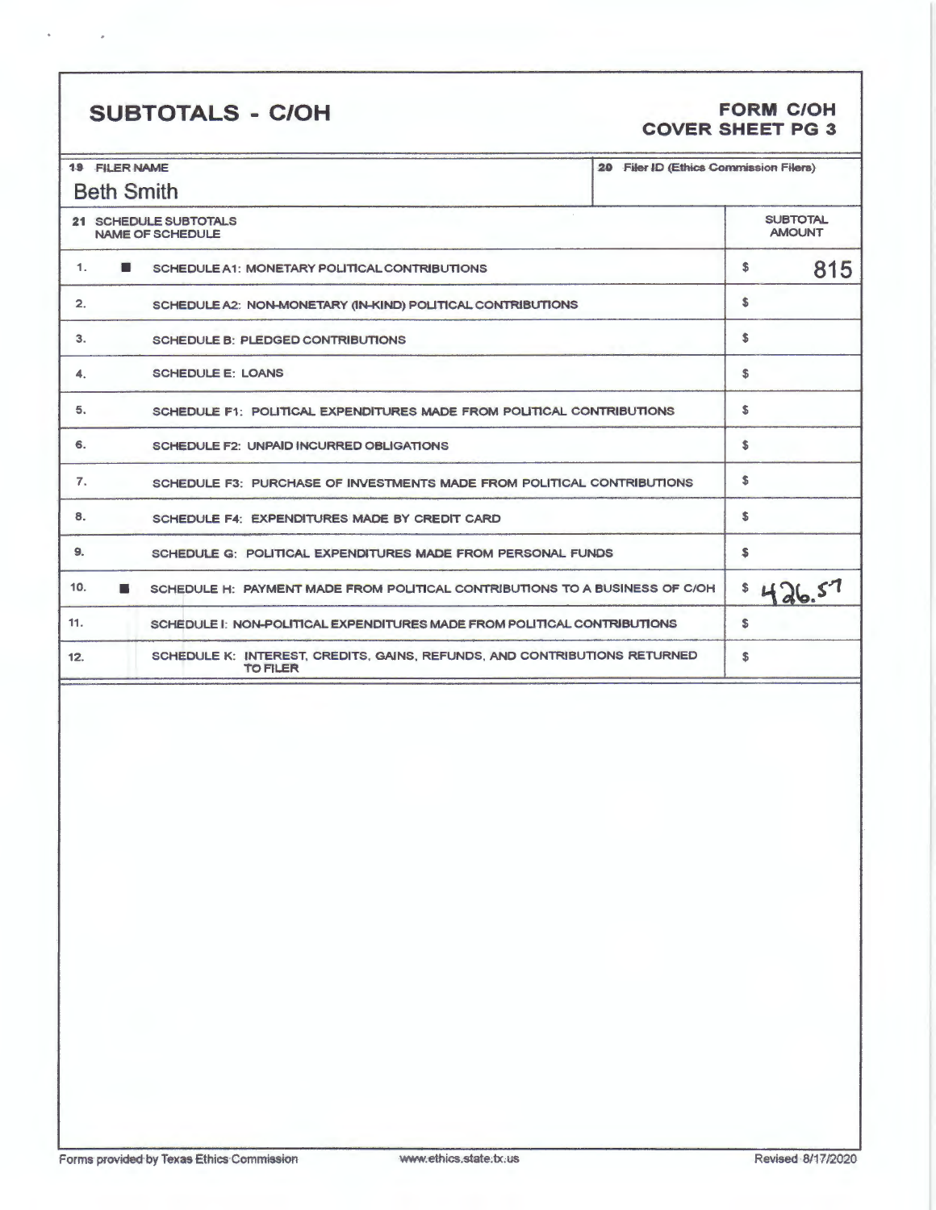# SUBTOTALS - C/OH

**FORM C/OH**
**COVER SHEET PG 3**

| 19 FILER NAME | 20 Filer ID (Ethics Commission Filers) |
|---|---|
| Beth Smith | |

| 21 SCHEDULE SUBTOTALS NAME OF SCHEDULE | | SUBTOTAL AMOUNT |
|---|---|---|
| 1. | ■ SCHEDULE A1: MONETARY POLITICAL CONTRIBUTIONS | $ 815 |
| 2. | SCHEDULE A2: NON-MONETARY (IN-KIND) POLITICAL CONTRIBUTIONS | $ |
| 3. | SCHEDULE B: PLEDGED CONTRIBUTIONS | $ |
| 4. | SCHEDULE E: LOANS | $ |
| 5. | SCHEDULE F1: POLITICAL EXPENDITURES MADE FROM POLITICAL CONTRIBUTIONS | $ |
| 6. | SCHEDULE F2: UNPAID INCURRED OBLIGATIONS | $ |
| 7. | SCHEDULE F3: PURCHASE OF INVESTMENTS MADE FROM POLITICAL CONTRIBUTIONS | $ |
| 8. | SCHEDULE F4: EXPENDITURES MADE BY CREDIT CARD | $ |
| 9. | SCHEDULE G: POLITICAL EXPENDITURES MADE FROM PERSONAL FUNDS | $ |
| 10. | ■ SCHEDULE H: PAYMENT MADE FROM POLITICAL CONTRIBUTIONS TO A BUSINESS OF C/OH | $ 426.57 |
| 11. | SCHEDULE I: NON-POLITICAL EXPENDITURES MADE FROM POLITICAL CONTRIBUTIONS | $ |
| 12. | SCHEDULE K: INTEREST, CREDITS, GAINS, REFUNDS, AND CONTRIBUTIONS RETURNED TO FILER | $ |

Forms provided by Texas Ethics Commission www.ethics.state.tx.us Revised 8/17/2020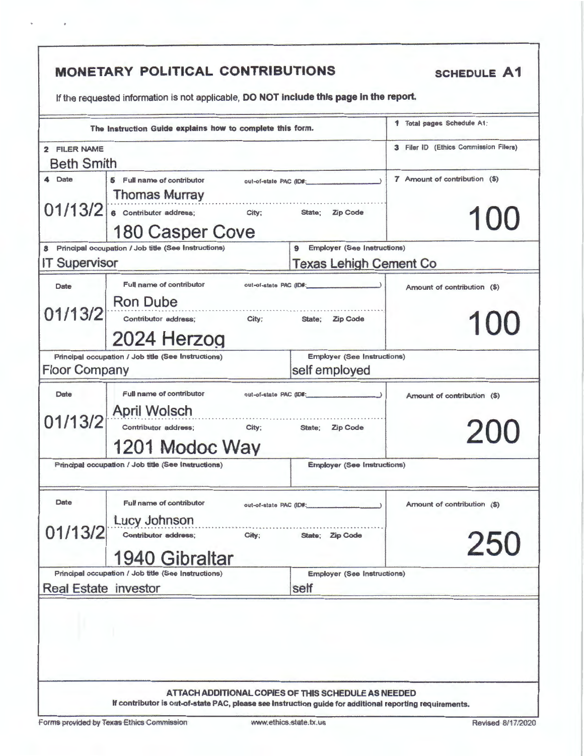## MONETARY POLITICAL CONTRIBUTIONS

**SCHEDULE A1**

If the requested information is not applicable, **DO NOT include this page in the report.**

**The Instruction Guide explains how to complete this form.**

1 Total pages Schedule A1:

2 FILER NAME: Beth Smith

3 Filer ID (Ethics Commission Filers):

| 4 Date | 5 Full name of contributor / 6 Contributor address; City; State; Zip Code | out-of-state PAC (ID#: ) | 7 Amount of contribution ($) |
|---|---|---|---|
| 01/13/2 | Thomas Murray<br>180 Casper Cove | | 100 |
| | 8 Principal occupation / Job title (See Instructions): IT Supervisor | 9 Employer (See Instructions): Texas Lehigh Cement Co | |
| 01/13/2 | Ron Dube<br>2024 Herzog | | 100 |
| | Principal occupation / Job title (See Instructions): Floor Company | Employer (See Instructions): self employed | |
| 01/13/2 | April Wolsch<br>1201 Modoc Way | | 200 |
| | Principal occupation / Job title (See Instructions): | Employer (See Instructions): | |
| 01/13/2 | Lucy Johnson<br>1940 Gibraltar | | 250 |
| | Principal occupation / Job title (See Instructions): Real Estate investor | Employer (See Instructions): self | |

**ATTACH ADDITIONAL COPIES OF THIS SCHEDULE AS NEEDED**

**If contributor is out-of-state PAC, please see Instruction guide for additional reporting requirements.**

Forms provided by Texas Ethics Commission    www.ethics.state.tx.us    Revised 8/17/2020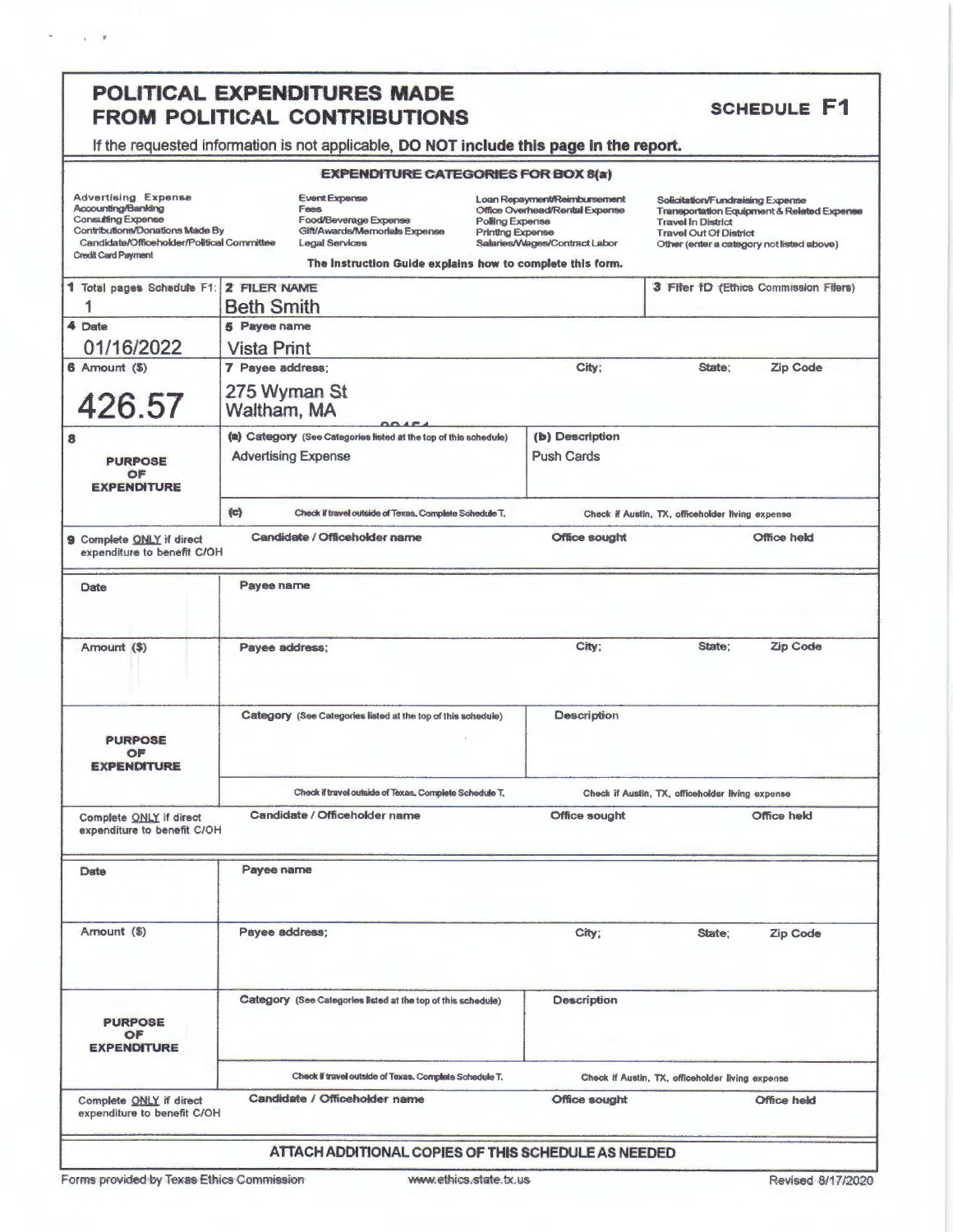# POLITICAL EXPENDITURES MADE FROM POLITICAL CONTRIBUTIONS

**SCHEDULE F1**

If the requested information is not applicable, **DO NOT include this page in the report.**

### EXPENDITURE CATEGORIES FOR BOX 8(a)

| | | | |
|---|---|---|---|
| Advertising Expense | Event Expense | Loan Repayment/Reimbursement | Solicitation/Fundraising Expense |
| Accounting/Banking | Fees | Office Overhead/Rental Expense | Transportation Equipment & Related Expense |
| Consulting Expense | Food/Beverage Expense | Polling Expense | Travel In District |
| Contributions/Donations Made By Candidate/Officeholder/Political Committee | Gift/Awards/Memorials Expense | Printing Expense | Travel Out Of District |
| Credit Card Payment | Legal Services | Salaries/Wages/Contract Labor | Other (enter a category not listed above) |

**The Instruction Guide explains how to complete this form.**

| | | | | |
|---|---|---|---|---|
| 1 Total pages Schedule F1: 1 | 2 FILER NAME: Beth Smith | | 3 Filer ID (Ethics Commission Filers) | |
| 4 Date: 01/16/2022 | 5 Payee name: Vista Print | | | |
| 6 Amount ($): 426.57 | 7 Payee address: 275 Wyman St | City: Waltham | State: MA | Zip Code: 02451 |
| 8 PURPOSE OF EXPENDITURE | (a) Category: Advertising Expense | (b) Description: Push Cards | | |
| | (c) Check if travel outside of Texas. Complete Schedule T. | Check if Austin, TX, officeholder living expense | | |
| 9 Complete ONLY if direct expenditure to benefit C/OH | Candidate / Officeholder name | Office sought | Office held | |

| | | | | |
|---|---|---|---|---|
| Date | Payee name | | | |
| Amount ($) | Payee address; | City; | State; | Zip Code |
| PURPOSE OF EXPENDITURE | Category (See Categories listed at the top of this schedule) | Description | | |
| | Check if travel outside of Texas. Complete Schedule T. | Check if Austin, TX, officeholder living expense | | |
| Complete ONLY if direct expenditure to benefit C/OH | Candidate / Officeholder name | Office sought | Office held | |

| | | | | |
|---|---|---|---|---|
| Date | Payee name | | | |
| Amount ($) | Payee address; | City; | State; | Zip Code |
| PURPOSE OF EXPENDITURE | Category (See Categories listed at the top of this schedule) | Description | | |
| | Check if travel outside of Texas. Complete Schedule T. | Check if Austin, TX, officeholder living expense | | |
| Complete ONLY if direct expenditure to benefit C/OH | Candidate / Officeholder name | Office sought | Office held | |

**ATTACH ADDITIONAL COPIES OF THIS SCHEDULE AS NEEDED**

Forms provided by Texas Ethics Commission www.ethics.state.tx.us Revised 8/17/2020